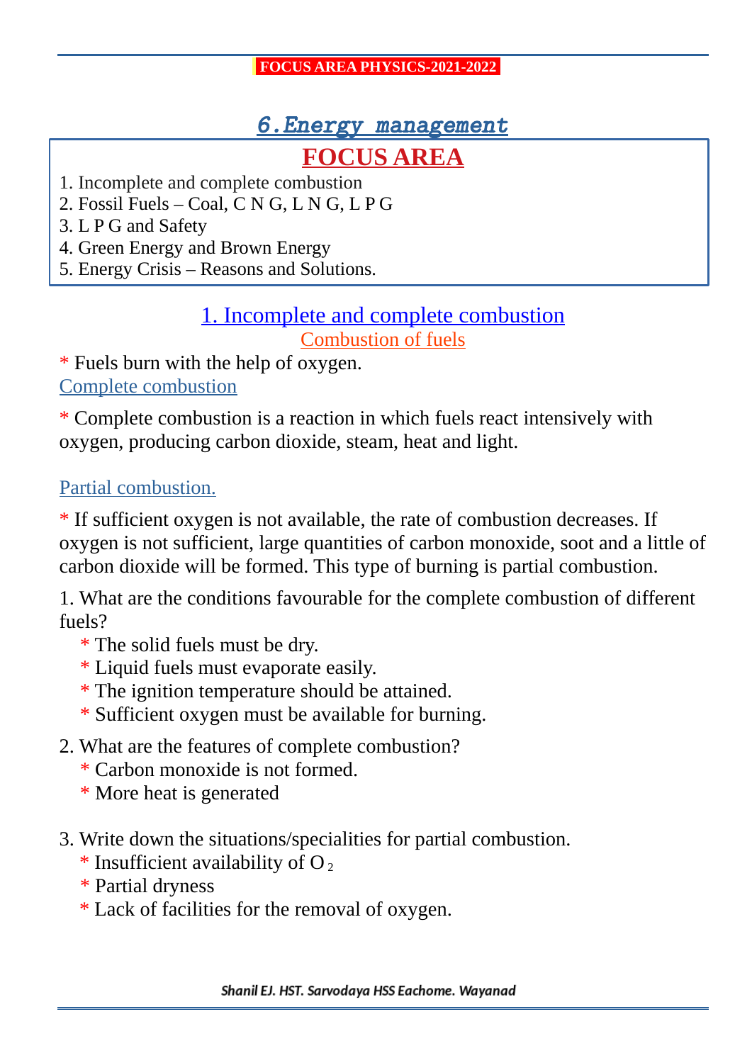# 6.Energy management

## FOCUS AREA

1. Incomplete and complete combustion
2. Fossil Fuels – Coal, C N G, L N G, L P G
3. L P G and Safety
4. Green Energy and Brown Energy
5. Energy Crisis – Reasons and Solutions.

## 1. Incomplete and complete combustion

### Combustion of fuels

* Fuels burn with the help of oxygen.

### Complete combustion

* Complete combustion is a reaction in which fuels react intensively with oxygen, producing carbon dioxide, steam, heat and light.

### Partial combustion.

* If sufficient oxygen is not available, the rate of combustion decreases. If oxygen is not sufficient, large quantities of carbon monoxide, soot and a little of carbon dioxide will be formed. This type of burning is partial combustion.

1. What are the conditions favourable for the complete combustion of different fuels?
   * The solid fuels must be dry.
   * Liquid fuels must evaporate easily.
   * The ignition temperature should be attained.
   * Sufficient oxygen must be available for burning.

2. What are the features of complete combustion?
   * Carbon monoxide is not formed.
   * More heat is generated

3. Write down the situations/specialities for partial combustion.
   * Insufficient availability of $O_2$
   * Partial dryness
   * Lack of facilities for the removal of oxygen.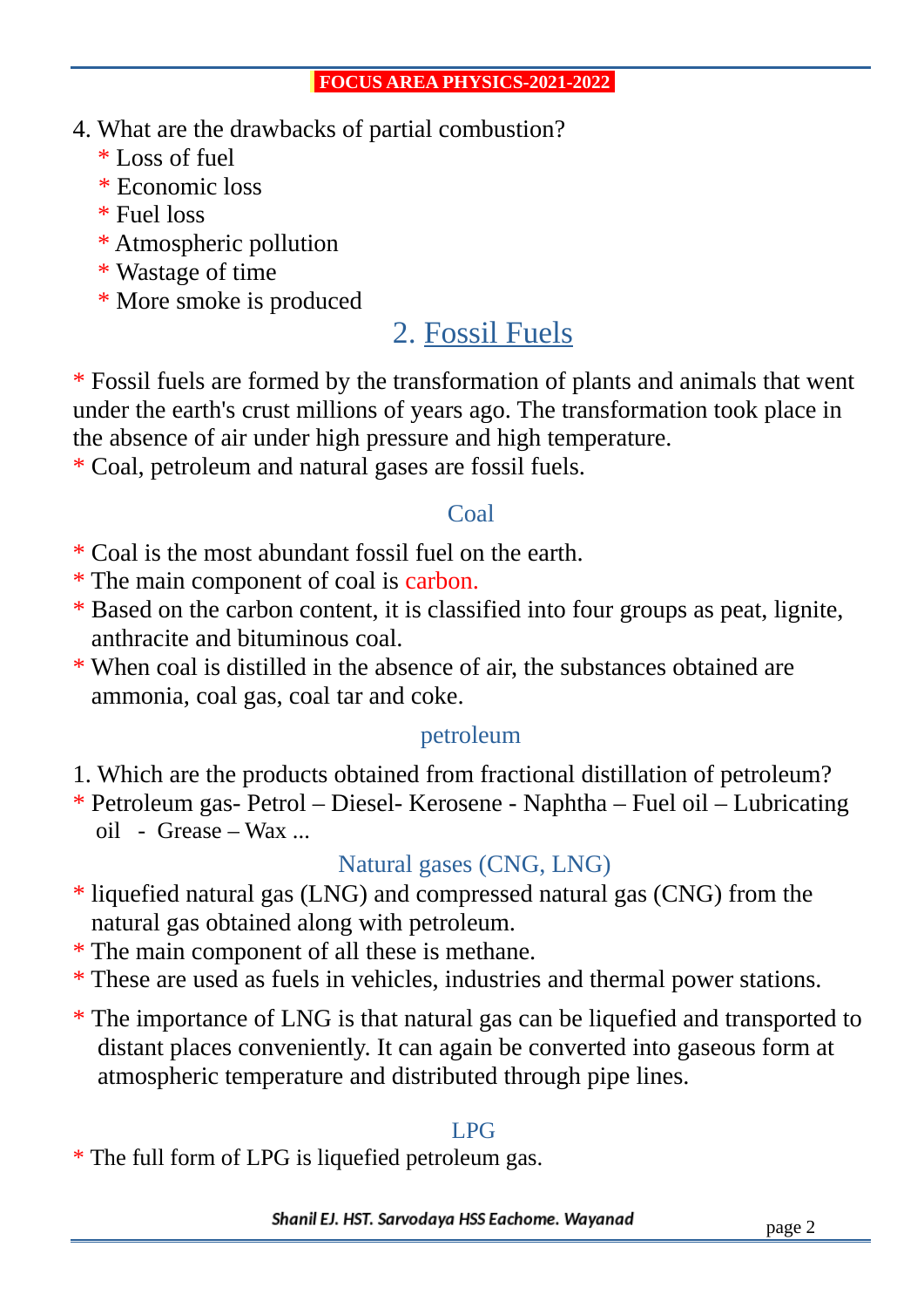4. What are the drawbacks of partial combustion?
   * Loss of fuel
   * Economic loss
   * Fuel loss
   * Atmospheric pollution
   * Wastage of time
   * More smoke is produced

## 2. Fossil Fuels

* Fossil fuels are formed by the transformation of plants and animals that went under the earth's crust millions of years ago. The transformation took place in the absence of air under high pressure and high temperature.
* Coal, petroleum and natural gases are fossil fuels.

### Coal

* Coal is the most abundant fossil fuel on the earth.
* The main component of coal is carbon.
* Based on the carbon content, it is classified into four groups as peat, lignite, anthracite and bituminous coal.
* When coal is distilled in the absence of air, the substances obtained are ammonia, coal gas, coal tar and coke.

### petroleum

1. Which are the products obtained from fractional distillation of petroleum?
* Petroleum gas- Petrol – Diesel- Kerosene - Naphtha – Fuel oil – Lubricating oil - Grease – Wax ...

### Natural gases (CNG, LNG)

* liquefied natural gas (LNG) and compressed natural gas (CNG) from the natural gas obtained along with petroleum.
* The main component of all these is methane.
* These are used as fuels in vehicles, industries and thermal power stations.
* The importance of LNG is that natural gas can be liquefied and transported to distant places conveniently. It can again be converted into gaseous form at atmospheric temperature and distributed through pipe lines.

### LPG

* The full form of LPG is liquefied petroleum gas.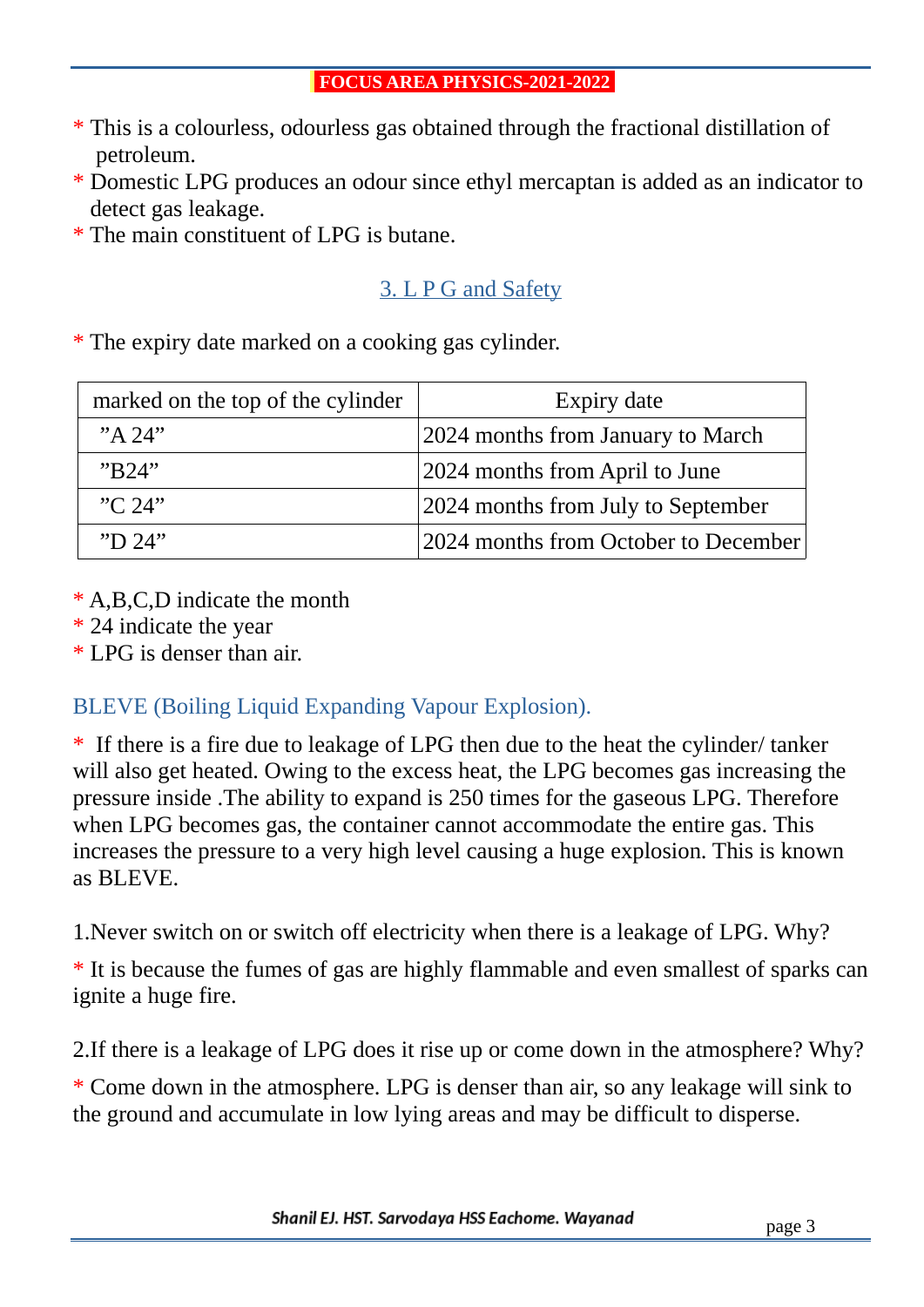* This is a colourless, odourless gas obtained through the fractional distillation of petroleum.
* Domestic LPG produces an odour since ethyl mercaptan is added as an indicator to detect gas leakage.
* The main constituent of LPG is butane.

## 3. L P G and Safety

* The expiry date marked on a cooking gas cylinder.

| marked on the top of the cylinder | Expiry date |
|---|---|
| ”A 24” | 2024 months from January to March |
| ”B24” | 2024 months from April to June |
| ”C 24” | 2024 months from July to September |
| ”D 24” | 2024 months from October to December |

* A,B,C,D indicate the month
* 24 indicate the year
* LPG is denser than air.

### BLEVE (Boiling Liquid Expanding Vapour Explosion).

* If there is a fire due to leakage of LPG then due to the heat the cylinder/ tanker will also get heated. Owing to the excess heat, the LPG becomes gas increasing the pressure inside .The ability to expand is 250 times for the gaseous LPG. Therefore when LPG becomes gas, the container cannot accommodate the entire gas. This increases the pressure to a very high level causing a huge explosion. This is known as BLEVE.

1.Never switch on or switch off electricity when there is a leakage of LPG. Why?

* It is because the fumes of gas are highly flammable and even smallest of sparks can ignite a huge fire.

2.If there is a leakage of LPG does it rise up or come down in the atmosphere? Why?

* Come down in the atmosphere. LPG is denser than air, so any leakage will sink to the ground and accumulate in low lying areas and may be difficult to disperse.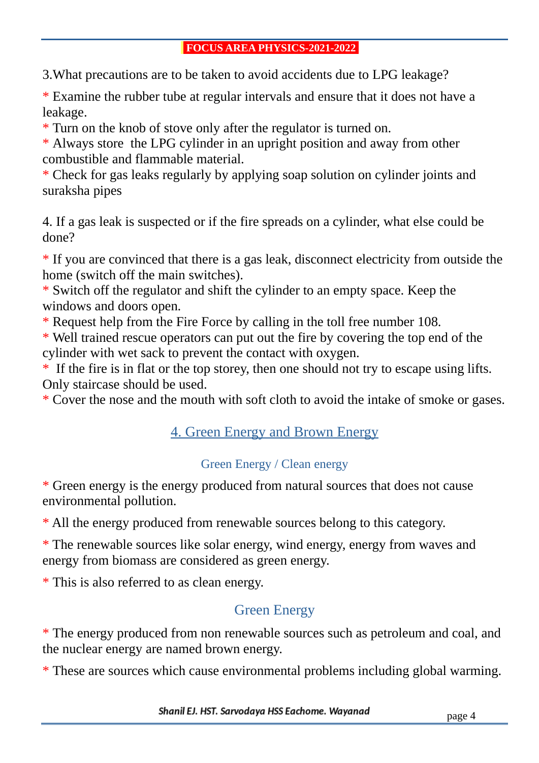3.What precautions are to be taken to avoid accidents due to LPG leakage?

* Examine the rubber tube at regular intervals and ensure that it does not have a leakage.
* Turn on the knob of stove only after the regulator is turned on.
* Always store the LPG cylinder in an upright position and away from other combustible and flammable material.
* Check for gas leaks regularly by applying soap solution on cylinder joints and suraksha pipes

4. If a gas leak is suspected or if the fire spreads on a cylinder, what else could be done?

* If you are convinced that there is a gas leak, disconnect electricity from outside the home (switch off the main switches).
* Switch off the regulator and shift the cylinder to an empty space. Keep the windows and doors open.
* Request help from the Fire Force by calling in the toll free number 108.
* Well trained rescue operators can put out the fire by covering the top end of the cylinder with wet sack to prevent the contact with oxygen.
* If the fire is in flat or the top storey, then one should not try to escape using lifts. Only staircase should be used.
* Cover the nose and the mouth with soft cloth to avoid the intake of smoke or gases.

## 4. Green Energy and Brown Energy

### Green Energy / Clean energy

* Green energy is the energy produced from natural sources that does not cause environmental pollution.

* All the energy produced from renewable sources belong to this category.

* The renewable sources like solar energy, wind energy, energy from waves and energy from biomass are considered as green energy.

* This is also referred to as clean energy.

### Green Energy

* The energy produced from non renewable sources such as petroleum and coal, and the nuclear energy are named brown energy.

* These are sources which cause environmental problems including global warming.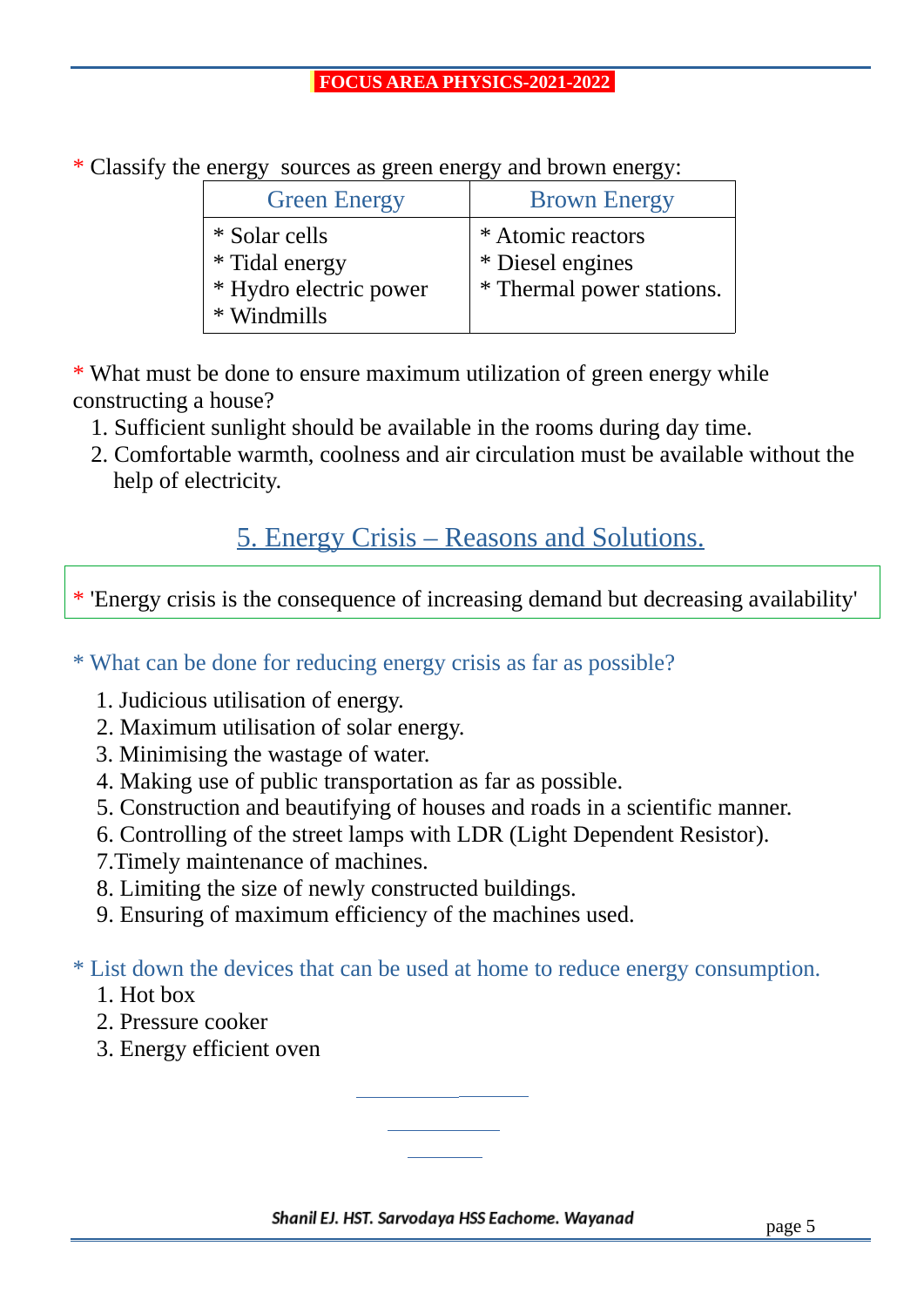* Classify the energy sources as green energy and brown energy:

| Green Energy | Brown Energy |
|---|---|
| * Solar cells<br>* Tidal energy<br>* Hydro electric power<br>* Windmills | * Atomic reactors<br>* Diesel engines<br>* Thermal power stations. |

* What must be done to ensure maximum utilization of green energy while constructing a house?

1. Sufficient sunlight should be available in the rooms during day time.
2. Comfortable warmth, coolness and air circulation must be available without the help of electricity.

## 5. Energy Crisis – Reasons and Solutions.

* 'Energy crisis is the consequence of increasing demand but decreasing availability'

* What can be done for reducing energy crisis as far as possible?

1. Judicious utilisation of energy.
2. Maximum utilisation of solar energy.
3. Minimising the wastage of water.
4. Making use of public transportation as far as possible.
5. Construction and beautifying of houses and roads in a scientific manner.
6. Controlling of the street lamps with LDR (Light Dependent Resistor).
7. Timely maintenance of machines.
8. Limiting the size of newly constructed buildings.
9. Ensuring of maximum efficiency of the machines used.

* List down the devices that can be used at home to reduce energy consumption.

1. Hot box
2. Pressure cooker
3. Energy efficient oven